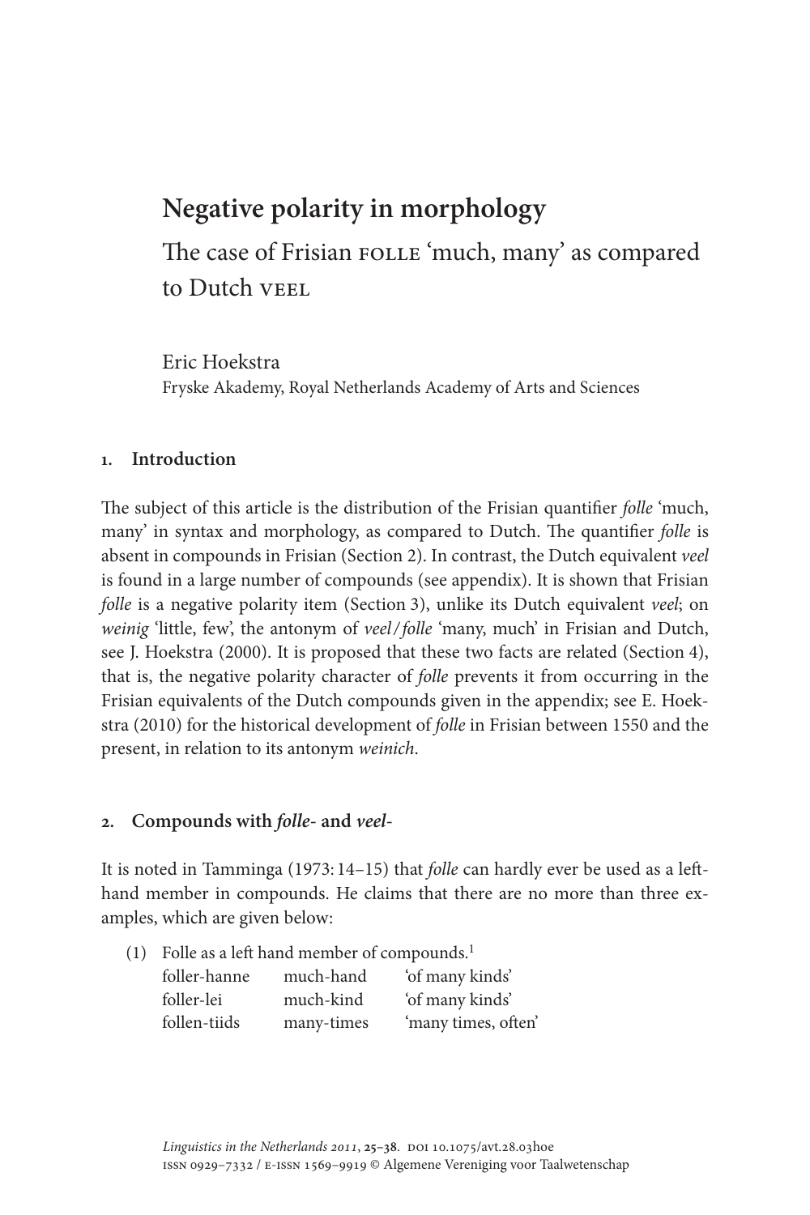# Negative polarity in morphology

## The case of Frisian FOLLE 'much, many' as compared to Dutch VEEL

Eric Hoekstra
Fryske Akademy, Royal Netherlands Academy of Arts and Sciences

### 1. Introduction

The subject of this article is the distribution of the Frisian quantifier *folle* 'much, many' in syntax and morphology, as compared to Dutch. The quantifier *folle* is absent in compounds in Frisian (Section 2). In contrast, the Dutch equivalent *veel* is found in a large number of compounds (see appendix). It is shown that Frisian *folle* is a negative polarity item (Section 3), unlike its Dutch equivalent *veel*; on *weinig* 'little, few', the antonym of *veel/folle* 'many, much' in Frisian and Dutch, see J. Hoekstra (2000). It is proposed that these two facts are related (Section 4), that is, the negative polarity character of *folle* prevents it from occurring in the Frisian equivalents of the Dutch compounds given in the appendix; see E. Hoekstra (2010) for the historical development of *folle* in Frisian between 1550 and the present, in relation to its antonym *weinich*.

### 2. Compounds with *folle-* and *veel-*

It is noted in Tamminga (1973: 14–15) that *folle* can hardly ever be used as a left-hand member in compounds. He claims that there are no more than three examples, which are given below:

(1) Folle as a left hand member of compounds.[1]

| | | |
|---|---|---|
| foller-hanne | much-hand | 'of many kinds' |
| foller-lei | much-kind | 'of many kinds' |
| follen-tiids | many-times | 'many times, often' |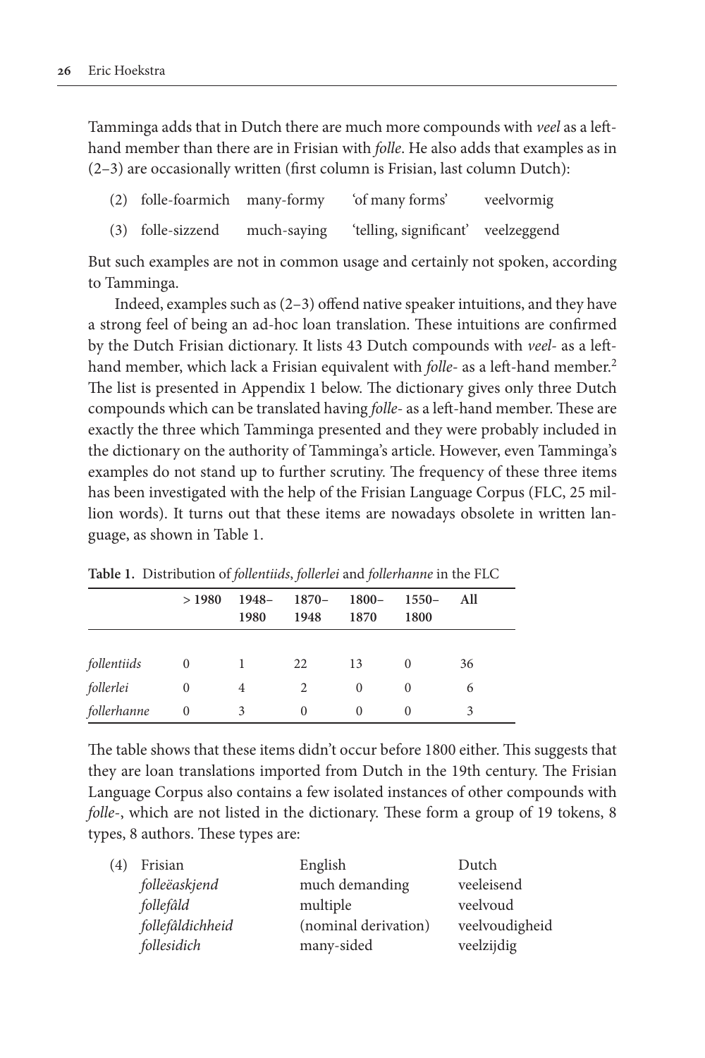Tamminga adds that in Dutch there are much more compounds with *veel* as a left-hand member than there are in Frisian with *folle*. He also adds that examples as in (2–3) are occasionally written (first column is Frisian, last column Dutch):

(2) folle-foarmich  many-formy  'of many forms'  veelvormig

(3) folle-sizzend  much-saying  'telling, significant'  veelzeggend

But such examples are not in common usage and certainly not spoken, according to Tamminga.

Indeed, examples such as (2–3) offend native speaker intuitions, and they have a strong feel of being an ad-hoc loan translation. These intuitions are confirmed by the Dutch Frisian dictionary. It lists 43 Dutch compounds with *veel-* as a left-hand member, which lack a Frisian equivalent with *folle-* as a left-hand member.[2] The list is presented in Appendix 1 below. The dictionary gives only three Dutch compounds which can be translated having *folle-* as a left-hand member. These are exactly the three which Tamminga presented and they were probably included in the dictionary on the authority of Tamminga's article. However, even Tamminga's examples do not stand up to further scrutiny. The frequency of these three items has been investigated with the help of the Frisian Language Corpus (FLC, 25 million words). It turns out that these items are nowadays obsolete in written language, as shown in Table 1.

**Table 1.** Distribution of *follentiids*, *follerlei* and *follerhanne* in the FLC

| | > 1980 | 1948–1980 | 1870–1948 | 1800–1870 | 1550–1800 | All |
|---|---|---|---|---|---|---|
| *follentiids* | 0 | 1 | 22 | 13 | 0 | 36 |
| *follerlei* | 0 | 4 | 2 | 0 | 0 | 6 |
| *follerhanne* | 0 | 3 | 0 | 0 | 0 | 3 |

The table shows that these items didn't occur before 1800 either. This suggests that they are loan translations imported from Dutch in the 19th century. The Frisian Language Corpus also contains a few isolated instances of other compounds with *folle-*, which are not listed in the dictionary. These form a group of 19 tokens, 8 types, 8 authors. These types are:

(4)

| Frisian | English | Dutch |
|---|---|---|
| *folleëaskjend* | much demanding | veeleisend |
| *follefâld* | multiple | veelvoud |
| *follefâldichheid* | (nominal derivation) | veelvoudigheid |
| *follesidich* | many-sided | veelzijdig |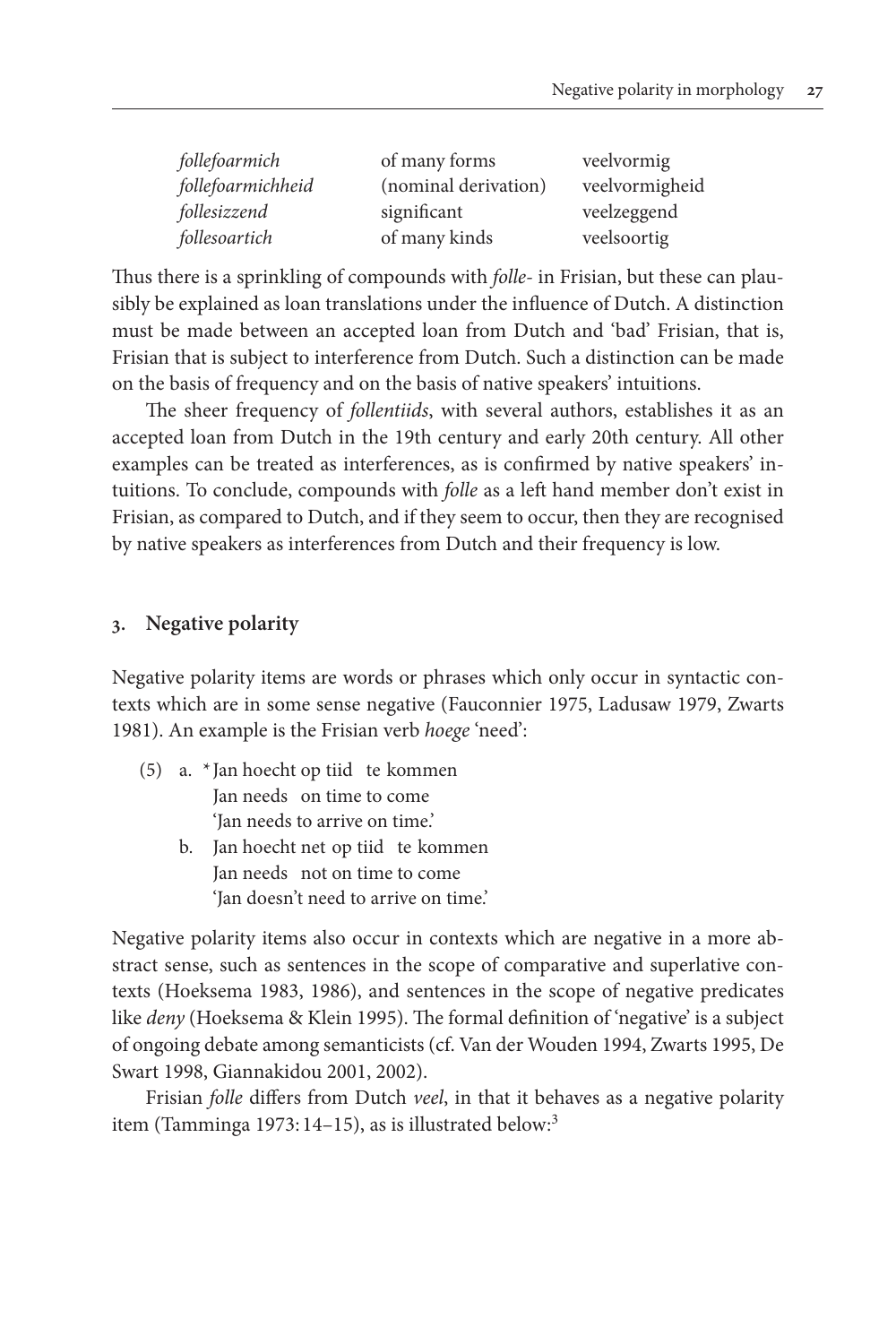| | | |
|---|---|---|
| *follefoarmich* | of many forms | veelvormig |
| *follefoarmichheid* | (nominal derivation) | veelvormigheid |
| *follesizzend* | significant | veelzeggend |
| *follesoartich* | of many kinds | veelsoortig |

Thus there is a sprinkling of compounds with *folle-* in Frisian, but these can plausibly be explained as loan translations under the influence of Dutch. A distinction must be made between an accepted loan from Dutch and 'bad' Frisian, that is, Frisian that is subject to interference from Dutch. Such a distinction can be made on the basis of frequency and on the basis of native speakers' intuitions.

The sheer frequency of *follentiids*, with several authors, establishes it as an accepted loan from Dutch in the 19th century and early 20th century. All other examples can be treated as interferences, as is confirmed by native speakers' intuitions. To conclude, compounds with *folle* as a left hand member don't exist in Frisian, as compared to Dutch, and if they seem to occur, then they are recognised by native speakers as interferences from Dutch and their frequency is low.

## 3. Negative polarity

Negative polarity items are words or phrases which only occur in syntactic contexts which are in some sense negative (Fauconnier 1975, Ladusaw 1979, Zwarts 1981). An example is the Frisian verb *hoege* 'need':

(5) a. * Jan hoecht op tiid te kommen
   Jan needs on time to come
   'Jan needs to arrive on time.'

   b. Jan hoecht net op tiid te kommen
   Jan needs not on time to come
   'Jan doesn't need to arrive on time.'

Negative polarity items also occur in contexts which are negative in a more abstract sense, such as sentences in the scope of comparative and superlative contexts (Hoeksema 1983, 1986), and sentences in the scope of negative predicates like *deny* (Hoeksema & Klein 1995). The formal definition of 'negative' is a subject of ongoing debate among semanticists (cf. Van der Wouden 1994, Zwarts 1995, De Swart 1998, Giannakidou 2001, 2002).

Frisian *folle* differs from Dutch *veel*, in that it behaves as a negative polarity item (Tamminga 1973: 14–15), as is illustrated below:[3]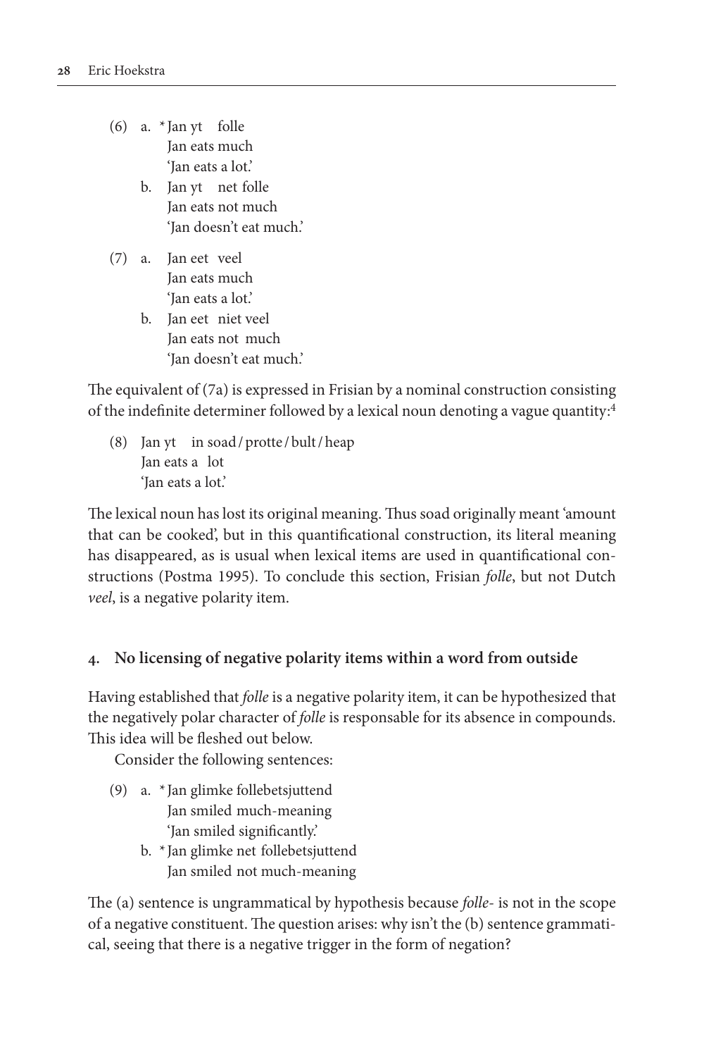(6) a. * Jan yt folle
       Jan eats much
       'Jan eats a lot.'

    b. Jan yt net folle
       Jan eats not much
       'Jan doesn't eat much.'

(7) a. Jan eet veel
       Jan eats much
       'Jan eats a lot.'

    b. Jan eet niet veel
       Jan eats not much
       'Jan doesn't eat much.'

The equivalent of (7a) is expressed in Frisian by a nominal construction consisting of the indefinite determiner followed by a lexical noun denoting a vague quantity:[4]

(8) Jan yt in soad / protte / bult / heap
    Jan eats a lot
    'Jan eats a lot.'

The lexical noun has lost its original meaning. Thus soad originally meant 'amount that can be cooked', but in this quantificational construction, its literal meaning has disappeared, as is usual when lexical items are used in quantificational constructions (Postma 1995). To conclude this section, Frisian *folle*, but not Dutch *veel*, is a negative polarity item.

## 4. No licensing of negative polarity items within a word from outside

Having established that *folle* is a negative polarity item, it can be hypothesized that the negatively polar character of *folle* is responsable for its absence in compounds. This idea will be fleshed out below.

Consider the following sentences:

(9) a. * Jan glimke follebetsjuttend
       Jan smiled much-meaning
       'Jan smiled significantly.'

    b. * Jan glimke net follebetsjuttend
       Jan smiled not much-meaning

The (a) sentence is ungrammatical by hypothesis because *folle*- is not in the scope of a negative constituent. The question arises: why isn't the (b) sentence grammatical, seeing that there is a negative trigger in the form of negation?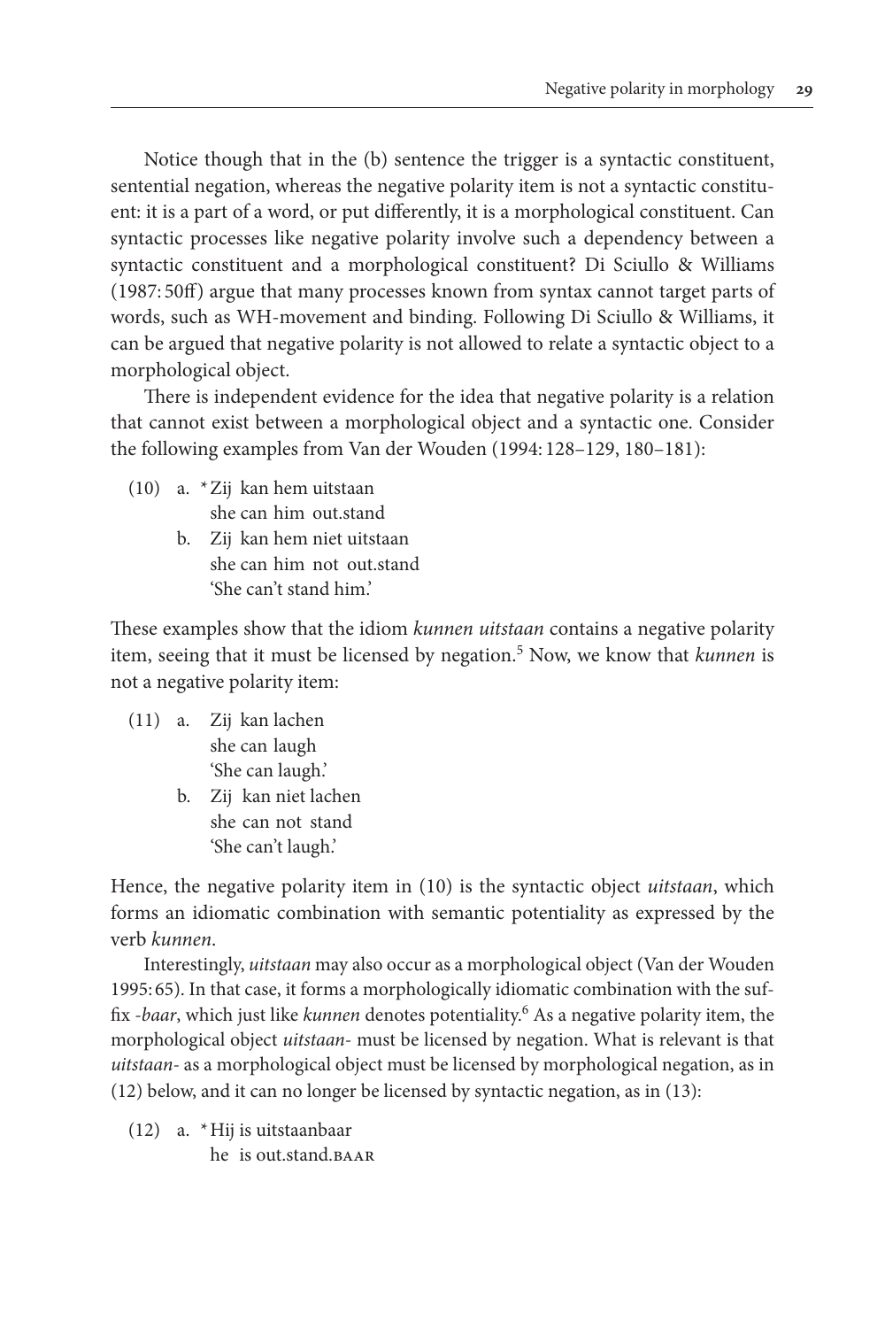Notice though that in the (b) sentence the trigger is a syntactic constituent, sentential negation, whereas the negative polarity item is not a syntactic constituent: it is a part of a word, or put differently, it is a morphological constituent. Can syntactic processes like negative polarity involve such a dependency between a syntactic constituent and a morphological constituent? Di Sciullo & Williams (1987: 50ff) argue that many processes known from syntax cannot target parts of words, such as WH-movement and binding. Following Di Sciullo & Williams, it can be argued that negative polarity is not allowed to relate a syntactic object to a morphological object.

There is independent evidence for the idea that negative polarity is a relation that cannot exist between a morphological object and a syntactic one. Consider the following examples from Van der Wouden (1994: 128–129, 180–181):

(10) a. *Zij kan hem uitstaan
  she can him out.stand
 b. Zij kan hem niet uitstaan
  she can him not out.stand
  'She can't stand him.'

These examples show that the idiom *kunnen uitstaan* contains a negative polarity item, seeing that it must be licensed by negation.[5] Now, we know that *kunnen* is not a negative polarity item:

(11) a. Zij kan lachen
  she can laugh
  'She can laugh.'
 b. Zij kan niet lachen
  she can not stand
  'She can't laugh.'

Hence, the negative polarity item in (10) is the syntactic object *uitstaan*, which forms an idiomatic combination with semantic potentiality as expressed by the verb *kunnen*.

Interestingly, *uitstaan* may also occur as a morphological object (Van der Wouden 1995: 65). In that case, it forms a morphologically idiomatic combination with the suffix *-baar*, which just like *kunnen* denotes potentiality.[6] As a negative polarity item, the morphological object *uitstaan-* must be licensed by negation. What is relevant is that *uitstaan-* as a morphological object must be licensed by morphological negation, as in (12) below, and it can no longer be licensed by syntactic negation, as in (13):

(12) a. *Hij is uitstaanbaar
  he is out.stand.BAAR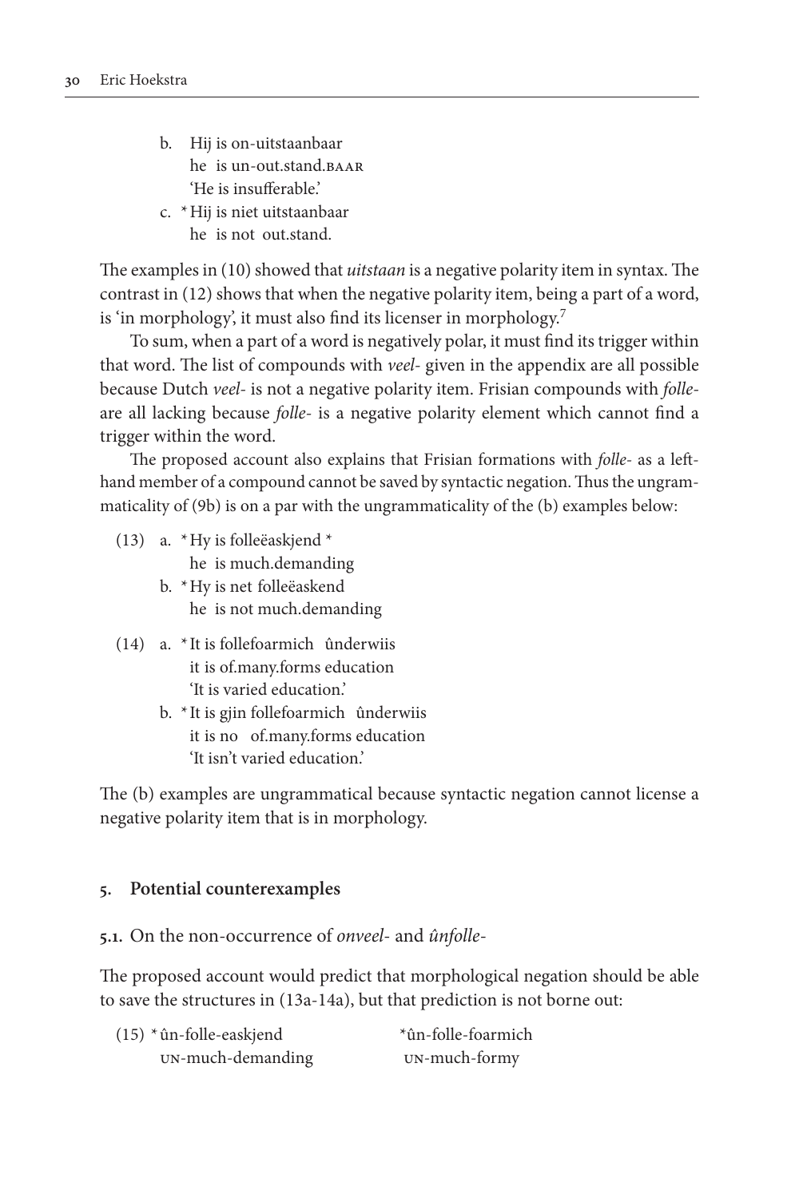b. Hij is on-uitstaanbaar
   he is un-out.stand.BAAR
   'He is insufferable.'

c. * Hij is niet uitstaanbaar
   he is not out.stand.

The examples in (10) showed that *uitstaan* is a negative polarity item in syntax. The contrast in (12) shows that when the negative polarity item, being a part of a word, is 'in morphology', it must also find its licenser in morphology.[7]

To sum, when a part of a word is negatively polar, it must find its trigger within that word. The list of compounds with *veel-* given in the appendix are all possible because Dutch *veel-* is not a negative polarity item. Frisian compounds with *folle-* are all lacking because *folle-* is a negative polarity element which cannot find a trigger within the word.

The proposed account also explains that Frisian formations with *folle-* as a left-hand member of a compound cannot be saved by syntactic negation. Thus the ungrammaticality of (9b) is on a par with the ungrammaticality of the (b) examples below:

(13) a. * Hy is folleëaskjend *
        he is much.demanding
     b. * Hy is net folleëaskend
        he is not much.demanding

(14) a. * It is follefoarmich ûnderwiis
        it is of.many.forms education
        'It is varied education.'
     b. * It is gjin follefoarmich ûnderwiis
        it is no of.many.forms education
        'It isn't varied education.'

The (b) examples are ungrammatical because syntactic negation cannot license a negative polarity item that is in morphology.

## 5. Potential counterexamples

### 5.1. On the non-occurrence of *onveel-* and *ûnfolle-*

The proposed account would predict that morphological negation should be able to save the structures in (13a-14a), but that prediction is not borne out:

(15) * ûn-folle-easkjend          *ûn-folle-foarmich
       UN-much-demanding          UN-much-formy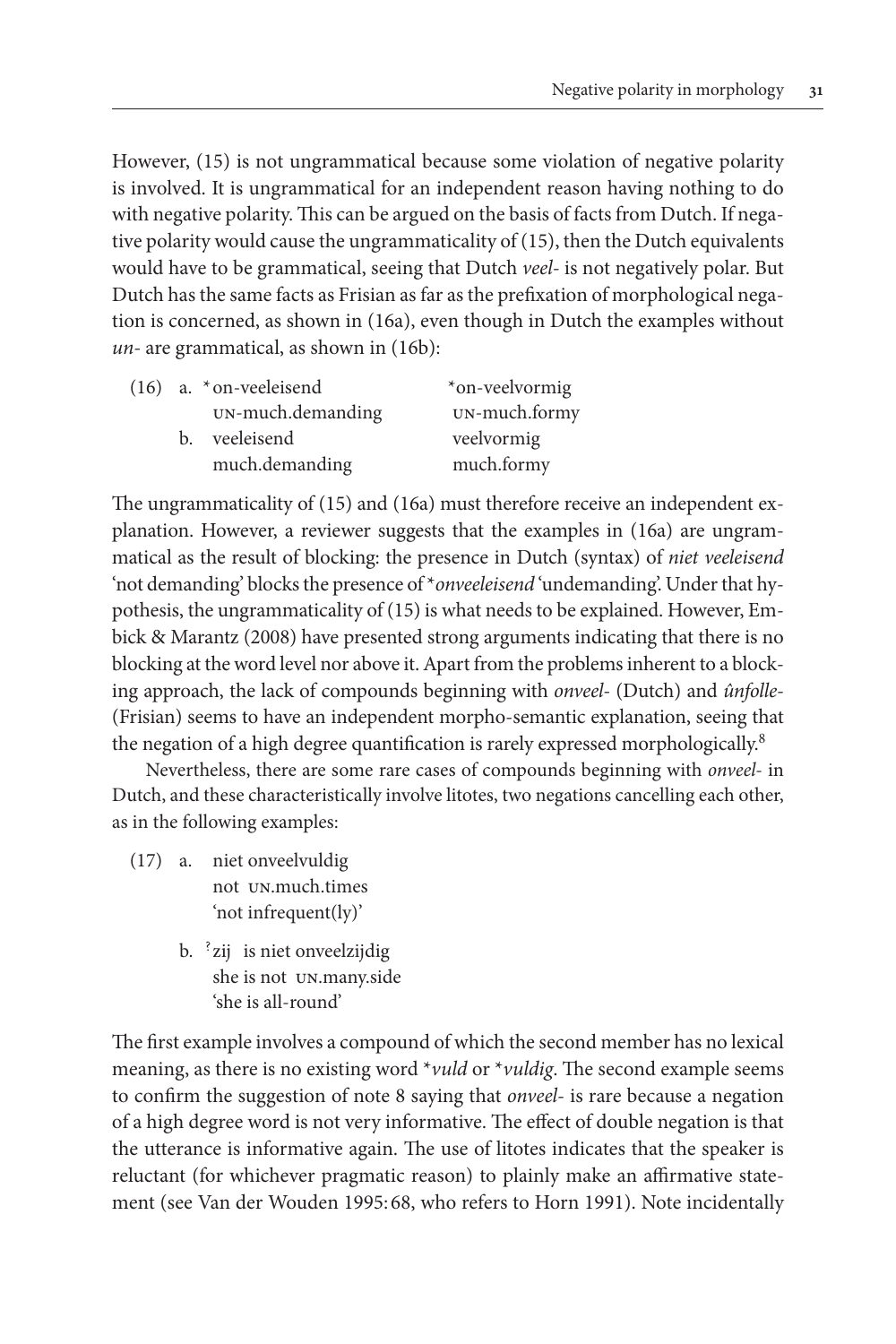However, (15) is not ungrammatical because some violation of negative polarity is involved. It is ungrammatical for an independent reason having nothing to do with negative polarity. This can be argued on the basis of facts from Dutch. If negative polarity would cause the ungrammaticality of (15), then the Dutch equivalents would have to be grammatical, seeing that Dutch *veel-* is not negatively polar. But Dutch has the same facts as Frisian as far as the prefixation of morphological negation is concerned, as shown in (16a), even though in Dutch the examples without *un-* are grammatical, as shown in (16b):

(16) a. *on-veeleisend &nbsp;&nbsp;&nbsp;&nbsp; *on-veelvormig
UN-much.demanding &nbsp;&nbsp;&nbsp;&nbsp; UN-much.formy
b. veeleisend &nbsp;&nbsp;&nbsp;&nbsp; veelvormig
much.demanding &nbsp;&nbsp;&nbsp;&nbsp; much.formy

The ungrammaticality of (15) and (16a) must therefore receive an independent explanation. However, a reviewer suggests that the examples in (16a) are ungrammatical as the result of blocking: the presence in Dutch (syntax) of *niet veeleisend* 'not demanding' blocks the presence of **onveeleisend* 'undemanding'. Under that hypothesis, the ungrammaticality of (15) is what needs to be explained. However, Embick & Marantz (2008) have presented strong arguments indicating that there is no blocking at the word level nor above it. Apart from the problems inherent to a blocking approach, the lack of compounds beginning with *onveel-* (Dutch) and *ûnfolle-* (Frisian) seems to have an independent morpho-semantic explanation, seeing that the negation of a high degree quantification is rarely expressed morphologically.[8]

Nevertheless, there are some rare cases of compounds beginning with *onveel-* in Dutch, and these characteristically involve litotes, two negations cancelling each other, as in the following examples:

(17) a. niet onveelvuldig
not UN.much.times
'not infrequent(ly)'

b. ?zij is niet onveelzijdig
she is not UN.many.side
'she is all-round'

The first example involves a compound of which the second member has no lexical meaning, as there is no existing word **vuld* or **vuldig*. The second example seems to confirm the suggestion of note 8 saying that *onveel-* is rare because a negation of a high degree word is not very informative. The effect of double negation is that the utterance is informative again. The use of litotes indicates that the speaker is reluctant (for whichever pragmatic reason) to plainly make an affirmative statement (see Van der Wouden 1995: 68, who refers to Horn 1991). Note incidentally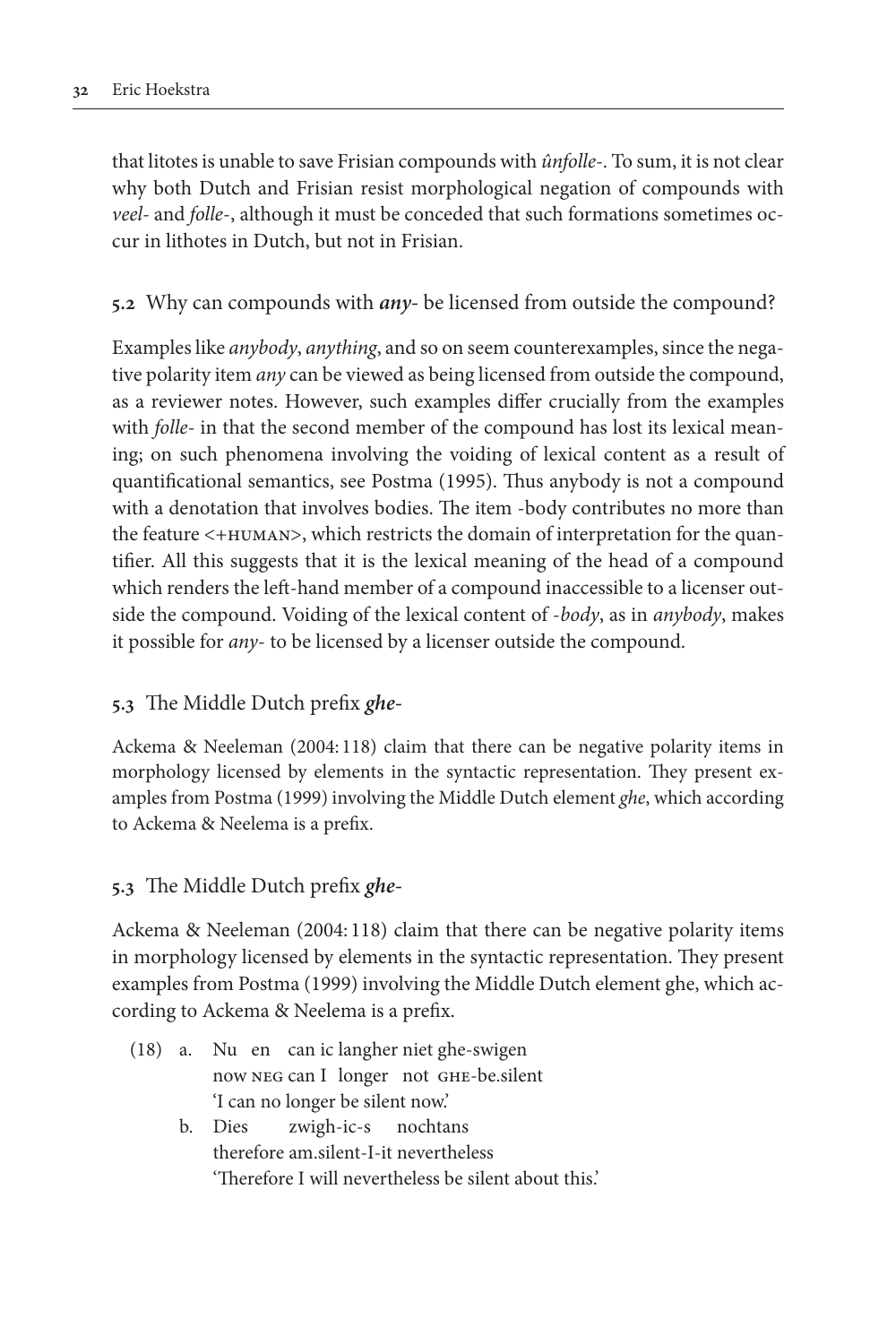that litotes is unable to save Frisian compounds with *ûnfolle-*. To sum, it is not clear why both Dutch and Frisian resist morphological negation of compounds with *veel-* and *folle-*, although it must be conceded that such formations sometimes occur in lithotes in Dutch, but not in Frisian.

### 5.2 Why can compounds with *any*- be licensed from outside the compound?

Examples like *anybody*, *anything*, and so on seem counterexamples, since the negative polarity item *any* can be viewed as being licensed from outside the compound, as a reviewer notes. However, such examples differ crucially from the examples with *folle-* in that the second member of the compound has lost its lexical meaning; on such phenomena involving the voiding of lexical content as a result of quantificational semantics, see Postma (1995). Thus anybody is not a compound with a denotation that involves bodies. The item -body contributes no more than the feature <+HUMAN>, which restricts the domain of interpretation for the quantifier. All this suggests that it is the lexical meaning of the head of a compound which renders the left-hand member of a compound inaccessible to a licenser outside the compound. Voiding of the lexical content of *-body*, as in *anybody*, makes it possible for *any-* to be licensed by a licenser outside the compound.

### 5.3 The Middle Dutch prefix *ghe-*

Ackema & Neeleman (2004: 118) claim that there can be negative polarity items in morphology licensed by elements in the syntactic representation. They present examples from Postma (1999) involving the Middle Dutch element *ghe*, which according to Ackema & Neelema is a prefix.

### 5.3 The Middle Dutch prefix *ghe-*

Ackema & Neeleman (2004: 118) claim that there can be negative polarity items in morphology licensed by elements in the syntactic representation. They present examples from Postma (1999) involving the Middle Dutch element ghe, which according to Ackema & Neelema is a prefix.

(18) a. Nu en can ic langher niet ghe-swigen
   now NEG can I longer not GHE-be.silent
   'I can no longer be silent now.'

  b. Dies zwigh-ic-s nochtans
   therefore am.silent-I-it nevertheless
   'Therefore I will nevertheless be silent about this.'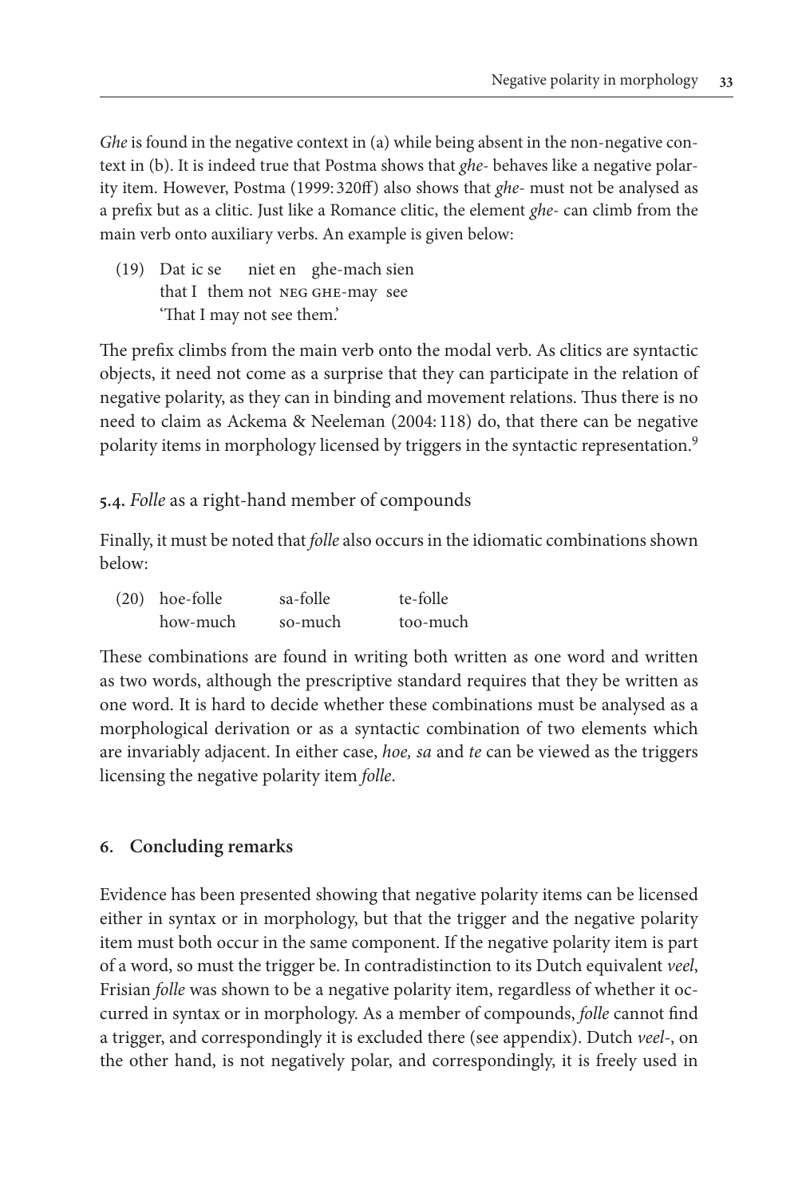*Ghe* is found in the negative context in (a) while being absent in the non-negative context in (b). It is indeed true that Postma shows that *ghe-* behaves like a negative polarity item. However, Postma (1999: 320ff) also shows that *ghe-* must not be analysed as a prefix but as a clitic. Just like a Romance clitic, the element *ghe-* can climb from the main verb onto auxiliary verbs. An example is given below:

(19) Dat ic se niet en ghe-mach sien
that I them not NEG GHE-may see
'That I may not see them.'

The prefix climbs from the main verb onto the modal verb. As clitics are syntactic objects, it need not come as a surprise that they can participate in the relation of negative polarity, as they can in binding and movement relations. Thus there is no need to claim as Ackema & Neeleman (2004: 118) do, that there can be negative polarity items in morphology licensed by triggers in the syntactic representation.[9]

### 5.4. *Folle* as a right-hand member of compounds

Finally, it must be noted that *folle* also occurs in the idiomatic combinations shown below:

(20) hoe-folle sa-folle te-folle
how-much so-much too-much

These combinations are found in writing both written as one word and written as two words, although the prescriptive standard requires that they be written as one word. It is hard to decide whether these combinations must be analysed as a morphological derivation or as a syntactic combination of two elements which are invariably adjacent. In either case, *hoe, sa* and *te* can be viewed as the triggers licensing the negative polarity item *folle*.

## 6. Concluding remarks

Evidence has been presented showing that negative polarity items can be licensed either in syntax or in morphology, but that the trigger and the negative polarity item must both occur in the same component. If the negative polarity item is part of a word, so must the trigger be. In contradistinction to its Dutch equivalent *veel*, Frisian *folle* was shown to be a negative polarity item, regardless of whether it occurred in syntax or in morphology. As a member of compounds, *folle* cannot find a trigger, and correspondingly it is excluded there (see appendix). Dutch *veel-*, on the other hand, is not negatively polar, and correspondingly, it is freely used in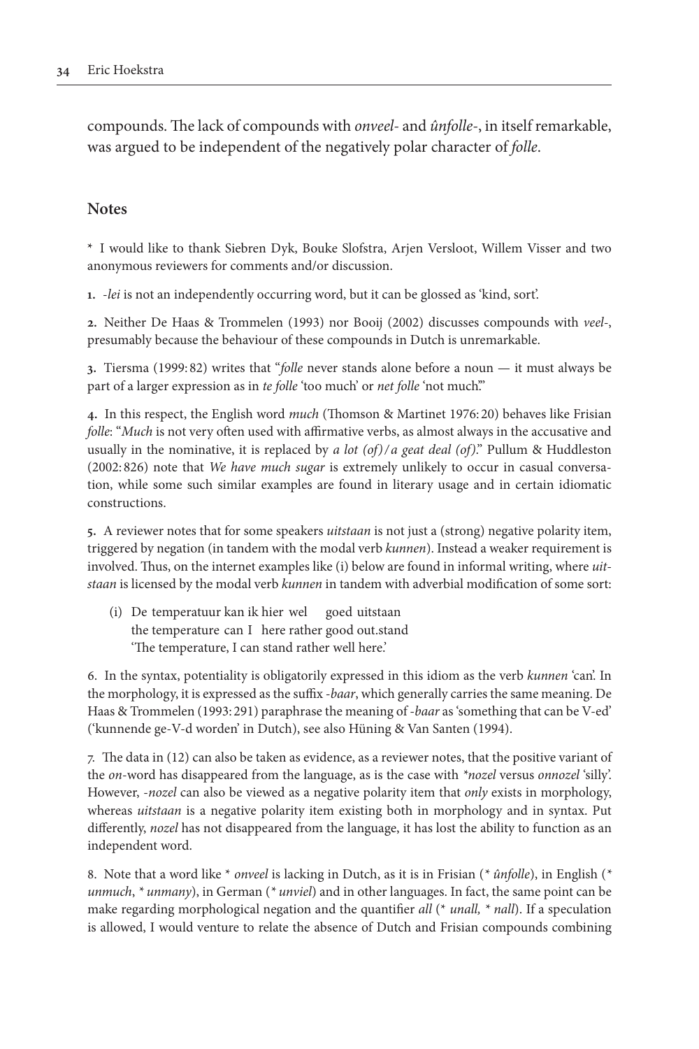compounds. The lack of compounds with *onveel-* and *ûnfolle-*, in itself remarkable, was argued to be independent of the negatively polar character of *folle*.

## Notes

\* I would like to thank Siebren Dyk, Bouke Slofstra, Arjen Versloot, Willem Visser and two anonymous reviewers for comments and/or discussion.

**1.** *-lei* is not an independently occurring word, but it can be glossed as 'kind, sort'.

**2.** Neither De Haas & Trommelen (1993) nor Booij (2002) discusses compounds with *veel-*, presumably because the behaviour of these compounds in Dutch is unremarkable.

**3.** Tiersma (1999: 82) writes that "*folle* never stands alone before a noun — it must always be part of a larger expression as in *te folle* 'too much' or *net folle* 'not much'."

**4.** In this respect, the English word *much* (Thomson & Martinet 1976: 20) behaves like Frisian *folle*: "*Much* is not very often used with affirmative verbs, as almost always in the accusative and usually in the nominative, it is replaced by *a lot (of)/a geat deal (of)*." Pullum & Huddleston (2002: 826) note that *We have much sugar* is extremely unlikely to occur in casual conversation, while some such similar examples are found in literary usage and in certain idiomatic constructions.

**5.** A reviewer notes that for some speakers *uitstaan* is not just a (strong) negative polarity item, triggered by negation (in tandem with the modal verb *kunnen*). Instead a weaker requirement is involved. Thus, on the internet examples like (i) below are found in informal writing, where *uitstaan* is licensed by the modal verb *kunnen* in tandem with adverbial modification of some sort:

(i) De temperatuur kan ik hier wel goed uitstaan
the temperature can I here rather good out.stand
'The temperature, I can stand rather well here.'

**6.** In the syntax, potentiality is obligatorily expressed in this idiom as the verb *kunnen* 'can'. In the morphology, it is expressed as the suffix *-baar*, which generally carries the same meaning. De Haas & Trommelen (1993: 291) paraphrase the meaning of *-baar* as 'something that can be V-ed' ('kunnende ge-V-d worden' in Dutch), see also Hüning & Van Santen (1994).

**7.** The data in (12) can also be taken as evidence, as a reviewer notes, that the positive variant of the *on*-word has disappeared from the language, as is the case with *\*nozel* versus *onnozel* 'silly'. However, *-nozel* can also be viewed as a negative polarity item that *only* exists in morphology, whereas *uitstaan* is a negative polarity item existing both in morphology and in syntax. Put differently, *nozel* has not disappeared from the language, it has lost the ability to function as an independent word.

**8.** Note that a word like \* *onveel* is lacking in Dutch, as it is in Frisian (\* *ûnfolle*), in English (\* *unmuch*, \* *unmany*), in German (\* *unviel*) and in other languages. In fact, the same point can be make regarding morphological negation and the quantifier *all* (\* *unall,* \* *nall*). If a speculation is allowed, I would venture to relate the absence of Dutch and Frisian compounds combining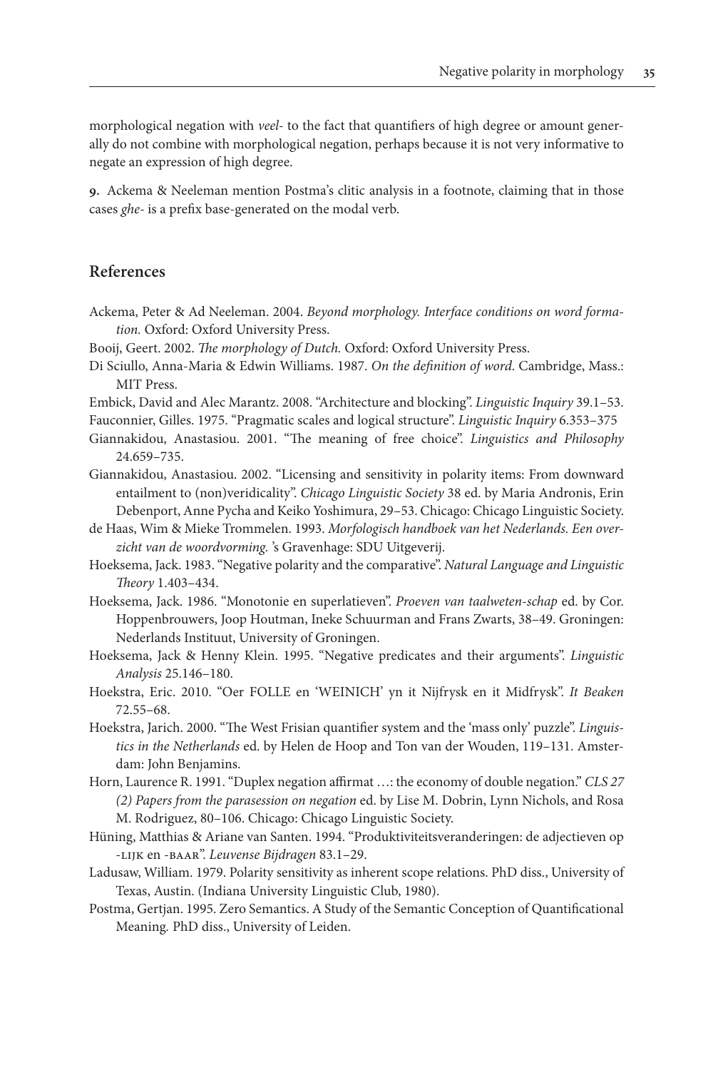morphological negation with *veel-* to the fact that quantifiers of high degree or amount generally do not combine with morphological negation, perhaps because it is not very informative to negate an expression of high degree.

**9.** Ackema & Neeleman mention Postma's clitic analysis in a footnote, claiming that in those cases *ghe-* is a prefix base-generated on the modal verb.

## References

Ackema, Peter & Ad Neeleman. 2004. *Beyond morphology. Interface conditions on word formation.* Oxford: Oxford University Press.

Booij, Geert. 2002. *The morphology of Dutch.* Oxford: Oxford University Press.

Di Sciullo, Anna-Maria & Edwin Williams. 1987. *On the definition of word.* Cambridge, Mass.: MIT Press.

Embick, David and Alec Marantz. 2008. "Architecture and blocking". *Linguistic Inquiry* 39.1–53.

Fauconnier, Gilles. 1975. "Pragmatic scales and logical structure". *Linguistic Inquiry* 6.353–375

Giannakidou, Anastasiou. 2001. "The meaning of free choice". *Linguistics and Philosophy* 24.659–735.

Giannakidou, Anastasiou. 2002. "Licensing and sensitivity in polarity items: From downward entailment to (non)veridicality". *Chicago Linguistic Society* 38 ed. by Maria Andronis, Erin Debenport, Anne Pycha and Keiko Yoshimura, 29–53. Chicago: Chicago Linguistic Society.

de Haas, Wim & Mieke Trommelen. 1993. *Morfologisch handboek van het Nederlands. Een overzicht van de woordvorming.* 's Gravenhage: SDU Uitgeverij.

Hoeksema, Jack. 1983. "Negative polarity and the comparative". *Natural Language and Linguistic Theory* 1.403–434.

Hoeksema, Jack. 1986. "Monotonie en superlatieven". *Proeven van taalweten-schap* ed. by Cor. Hoppenbrouwers, Joop Houtman, Ineke Schuurman and Frans Zwarts, 38–49. Groningen: Nederlands Instituut, University of Groningen.

Hoeksema, Jack & Henny Klein. 1995. "Negative predicates and their arguments". *Linguistic Analysis* 25.146–180.

Hoekstra, Eric. 2010. "Oer FOLLE en 'WEINICH' yn it Nijfrysk en it Midfrysk". *It Beaken* 72.55–68.

Hoekstra, Jarich. 2000. "The West Frisian quantifier system and the 'mass only' puzzle". *Linguistics in the Netherlands* ed. by Helen de Hoop and Ton van der Wouden, 119–131. Amsterdam: John Benjamins.

Horn, Laurence R. 1991. "Duplex negation affirmat …: the economy of double negation." *CLS 27 (2) Papers from the parasession on negation* ed. by Lise M. Dobrin, Lynn Nichols, and Rosa M. Rodriguez, 80–106. Chicago: Chicago Linguistic Society.

Hüning, Matthias & Ariane van Santen. 1994. "Produktiviteitsveranderingen: de adjectieven op -LIJK en -BAAR". *Leuvense Bijdragen* 83.1–29.

Ladusaw, William. 1979. Polarity sensitivity as inherent scope relations. PhD diss., University of Texas, Austin. (Indiana University Linguistic Club, 1980).

Postma, Gertjan. 1995. Zero Semantics. A Study of the Semantic Conception of Quantificational Meaning. PhD diss., University of Leiden.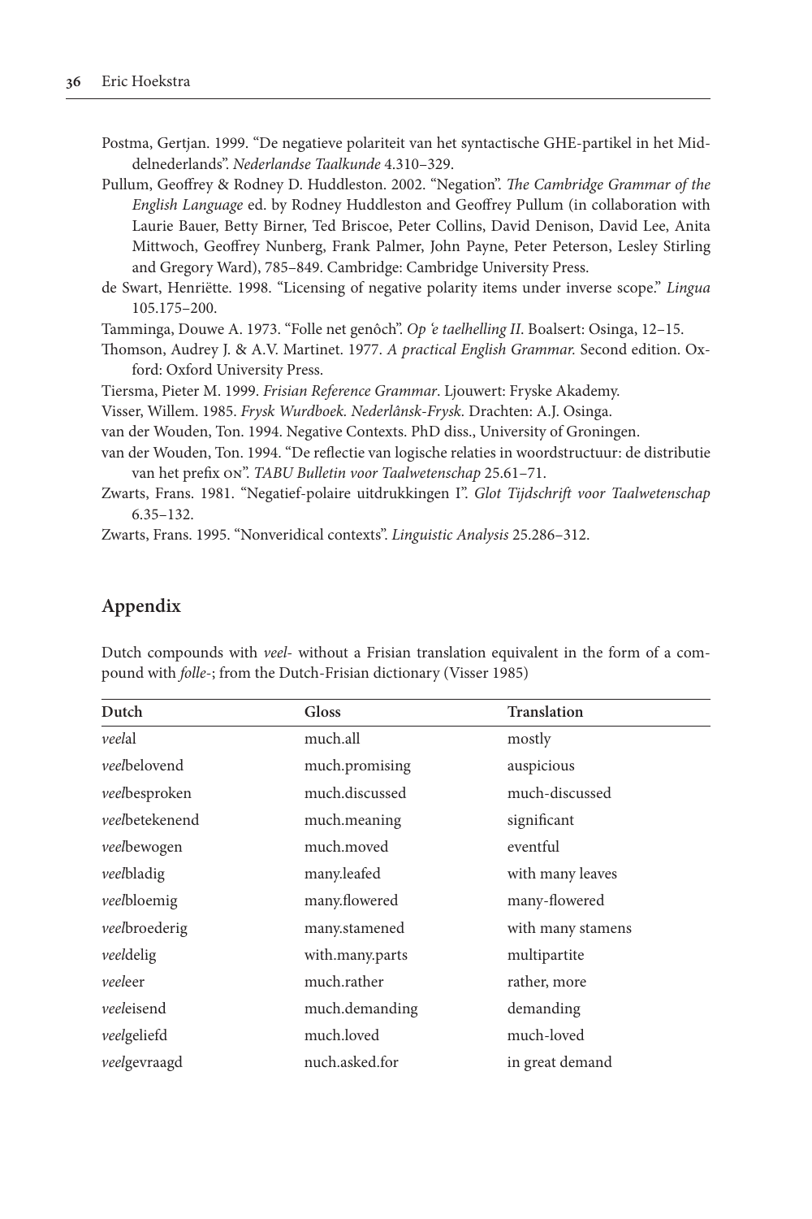Postma, Gertjan. 1999. "De negatieve polariteit van het syntactische GHE-partikel in het Middelnederlands". *Nederlandse Taalkunde* 4.310–329.

Pullum, Geoffrey & Rodney D. Huddleston. 2002. "Negation". *The Cambridge Grammar of the English Language* ed. by Rodney Huddleston and Geoffrey Pullum (in collaboration with Laurie Bauer, Betty Birner, Ted Briscoe, Peter Collins, David Denison, David Lee, Anita Mittwoch, Geoffrey Nunberg, Frank Palmer, John Payne, Peter Peterson, Lesley Stirling and Gregory Ward), 785–849. Cambridge: Cambridge University Press.

de Swart, Henriëtte. 1998. "Licensing of negative polarity items under inverse scope." *Lingua* 105.175–200.

Tamminga, Douwe A. 1973. "Folle net genôch". *Op 'e taelhelling II*. Boalsert: Osinga, 12–15.

Thomson, Audrey J. & A.V. Martinet. 1977. *A practical English Grammar.* Second edition. Oxford: Oxford University Press.

Tiersma, Pieter M. 1999. *Frisian Reference Grammar*. Ljouwert: Fryske Akademy.

Visser, Willem. 1985. *Frysk Wurdboek. Nederlânsk-Frysk.* Drachten: A.J. Osinga.

van der Wouden, Ton. 1994. Negative Contexts. PhD diss., University of Groningen.

van der Wouden, Ton. 1994. "De reflectie van logische relaties in woordstructuur: de distributie van het prefix ON". *TABU Bulletin voor Taalwetenschap* 25.61–71.

Zwarts, Frans. 1981. "Negatief-polaire uitdrukkingen I". *Glot Tijdschrift voor Taalwetenschap* 6.35–132.

Zwarts, Frans. 1995. "Nonveridical contexts". *Linguistic Analysis* 25.286–312.

## Appendix

Dutch compounds with *veel-* without a Frisian translation equivalent in the form of a compound with *folle-*; from the Dutch-Frisian dictionary (Visser 1985)

| Dutch | Gloss | Translation |
|---|---|---|
| *veel*al | much.all | mostly |
| *veel*belovend | much.promising | auspicious |
| *veel*besproken | much.discussed | much-discussed |
| *veel*betekenend | much.meaning | significant |
| *veel*bewogen | much.moved | eventful |
| *veel*bladig | many.leafed | with many leaves |
| *veel*bloemig | many.flowered | many-flowered |
| *veel*broederig | many.stamened | with many stamens |
| *veel*delig | with.many.parts | multipartite |
| *veel*eer | much.rather | rather, more |
| *veel*eisend | much.demanding | demanding |
| *veel*geliefd | much.loved | much-loved |
| *veel*gevraagd | nuch.asked.for | in great demand |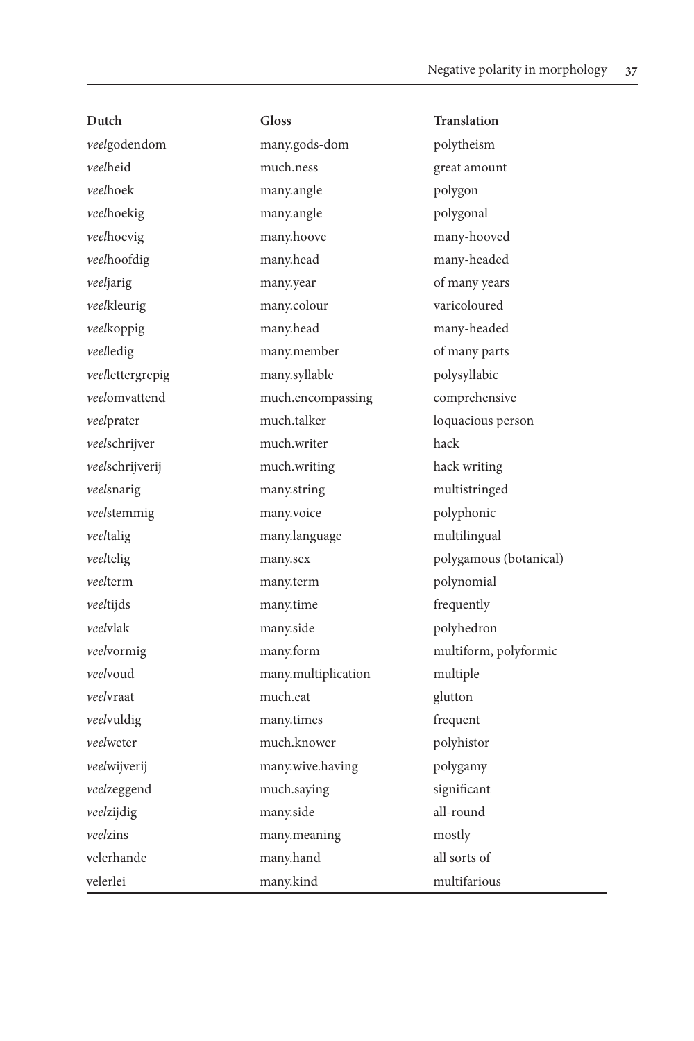| Dutch | Gloss | Translation |
|---|---|---|
| *veel*godendom | many.gods-dom | polytheism |
| *veel*heid | much.ness | great amount |
| *veel*hoek | many.angle | polygon |
| *veel*hoekig | many.angle | polygonal |
| *veel*hoevig | many.hoove | many-hooved |
| *veel*hoofdig | many.head | many-headed |
| *veel*jarig | many.year | of many years |
| *veel*kleurig | many.colour | varicoloured |
| *veel*koppig | many.head | many-headed |
| *veel*ledig | many.member | of many parts |
| *veel*lettergrepig | many.syllable | polysyllabic |
| *veel*omvattend | much.encompassing | comprehensive |
| *veel*prater | much.talker | loquacious person |
| *veel*schrijver | much.writer | hack |
| *veel*schrijverij | much.writing | hack writing |
| *veel*snarig | many.string | multistringed |
| *veel*stemmig | many.voice | polyphonic |
| *veel*talig | many.language | multilingual |
| *veel*telig | many.sex | polygamous (botanical) |
| *veel*term | many.term | polynomial |
| *veel*tijds | many.time | frequently |
| *veel*vlak | many.side | polyhedron |
| *veel*vormig | many.form | multiform, polyformic |
| *veel*voud | many.multiplication | multiple |
| *veel*vraat | much.eat | glutton |
| *veel*vuldig | many.times | frequent |
| *veel*weter | much.knower | polyhistor |
| *veel*wijverij | many.wive.having | polygamy |
| *veel*zeggend | much.saying | significant |
| *veel*zijdig | many.side | all-round |
| *veel*zins | many.meaning | mostly |
| velerhande | many.hand | all sorts of |
| velerlei | many.kind | multifarious |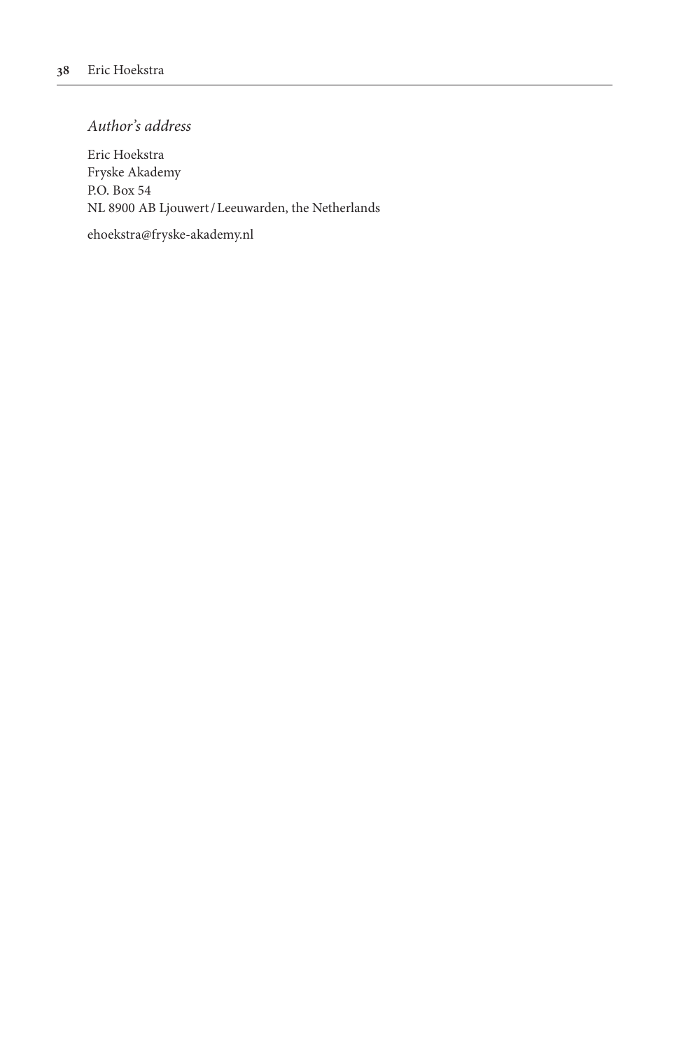*Author's address*

Eric Hoekstra
Fryske Akademy
P.O. Box 54
NL 8900 AB Ljouwert / Leeuwarden, the Netherlands

ehoekstra@fryske-akademy.nl